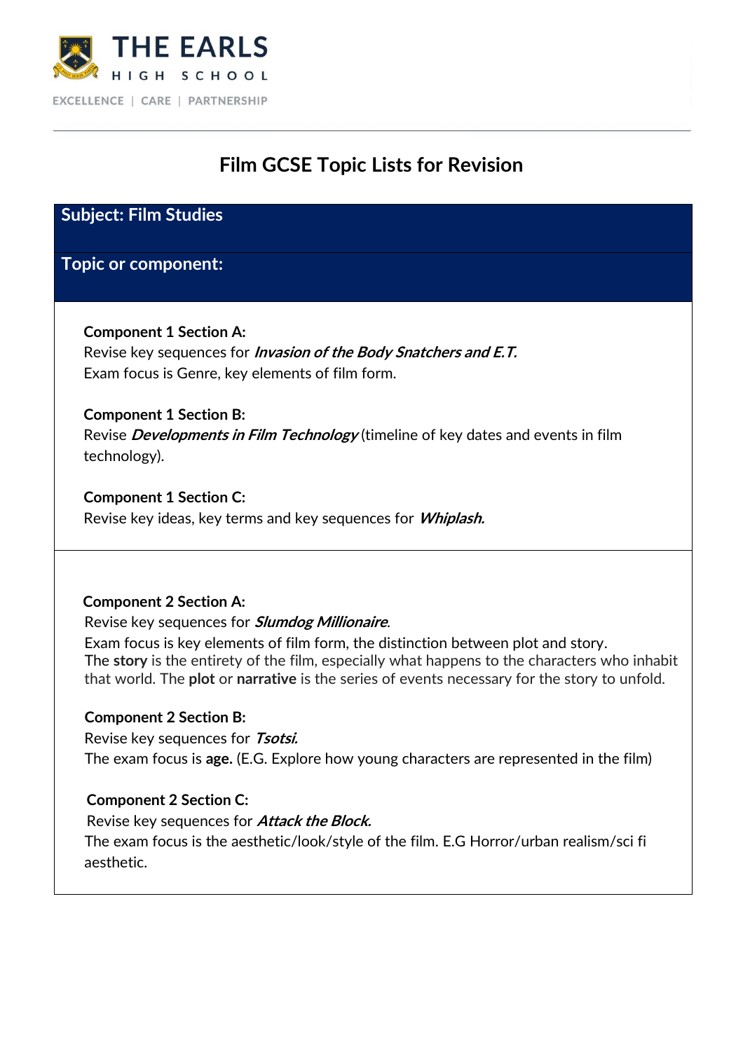THE EARLS

HIGH SCHOOL

EXCELLENCE | CARE | PARTNERSHIP

# Film GCSE Topic Lists for Revision

## Subject: Film Studies

## Topic or component:

**Component 1 Section A:**
Revise key sequences for ***Invasion of the Body Snatchers and E.T.***
Exam focus is Genre, key elements of film form.

**Component 1 Section B:**
Revise ***Developments in Film Technology*** (timeline of key dates and events in film technology).

**Component 1 Section C:**
Revise key ideas, key terms and key sequences for ***Whiplash.***

**Component 2 Section A:**
Revise key sequences for ***Slumdog Millionaire***.
Exam focus is key elements of film form, the distinction between plot and story.
The **story** is the entirety of the film, especially what happens to the characters who inhabit that world. The **plot** or **narrative** is the series of events necessary for the story to unfold.

**Component 2 Section B:**
Revise key sequences for ***Tsotsi.***
The exam focus is **age.** (E.G. Explore how young characters are represented in the film)

**Component 2 Section C:**
Revise key sequences for ***Attack the Block.***
The exam focus is the aesthetic/look/style of the film. E.G Horror/urban realism/sci fi aesthetic.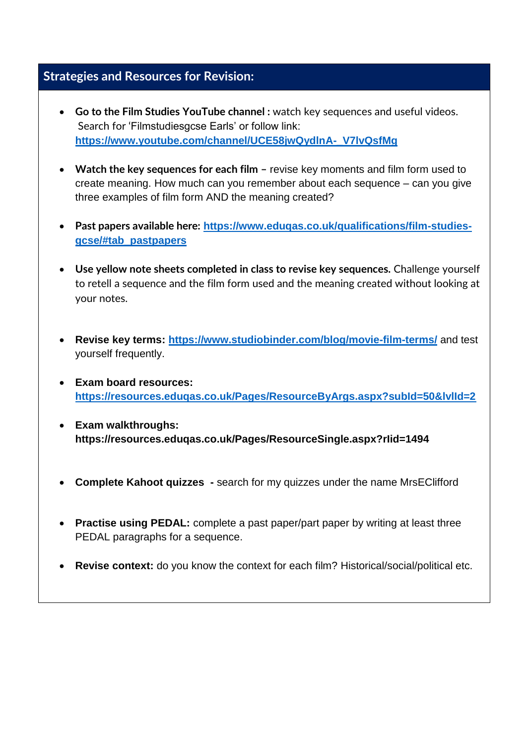## Strategies and Resources for Revision:

- **Go to the Film Studies YouTube channel :** watch key sequences and useful videos. Search for 'Filmstudiesgcse Earls' or follow link: **https://www.youtube.com/channel/UCE58jwQydlnA-_V7lvQsfMg**

- **Watch the key sequences for each film –** revise key moments and film form used to create meaning. How much can you remember about each sequence – can you give three examples of film form AND the meaning created?

- **Past papers available here: https://www.eduqas.co.uk/qualifications/film-studies-gcse/#tab_pastpapers**

- **Use yellow note sheets completed in class to revise key sequences.** Challenge yourself to retell a sequence and the film form used and the meaning created without looking at your notes.

- **Revise key terms: https://www.studiobinder.com/blog/movie-film-terms/** and test yourself frequently.

- **Exam board resources: https://resources.eduqas.co.uk/Pages/ResourceByArgs.aspx?subId=50&lvlId=2**

- **Exam walkthroughs: https://resources.eduqas.co.uk/Pages/ResourceSingle.aspx?rIid=1494**

- **Complete Kahoot quizzes -** search for my quizzes under the name MrsEClifford

- **Practise using PEDAL:** complete a past paper/part paper by writing at least three PEDAL paragraphs for a sequence.

- **Revise context:** do you know the context for each film? Historical/social/political etc.